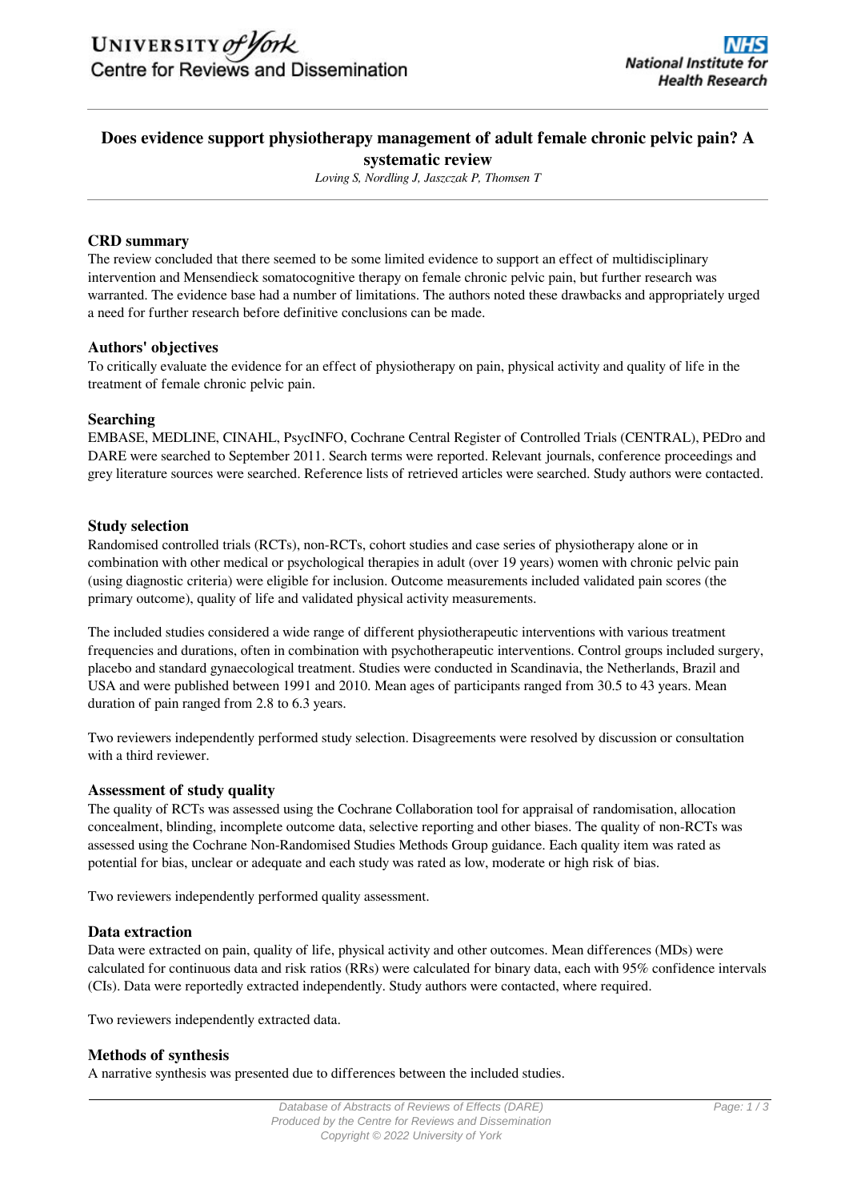# Does evidence support physiotherapy management of adult female chronic pelvic pain? A systematic review

*Loving S, Nordling J, Jaszczak P, Thomsen T*

### CRD summary

The review concluded that there seemed to be some limited evidence to support an effect of multidisciplinary intervention and Mensendieck somatocognitive therapy on female chronic pelvic pain, but further research was warranted. The evidence base had a number of limitations. The authors noted these drawbacks and appropriately urged a need for further research before definitive conclusions can be made.

### Authors' objectives

To critically evaluate the evidence for an effect of physiotherapy on pain, physical activity and quality of life in the treatment of female chronic pelvic pain.

### Searching

EMBASE, MEDLINE, CINAHL, PsycINFO, Cochrane Central Register of Controlled Trials (CENTRAL), PEDro and DARE were searched to September 2011. Search terms were reported. Relevant journals, conference proceedings and grey literature sources were searched. Reference lists of retrieved articles were searched. Study authors were contacted.

### Study selection

Randomised controlled trials (RCTs), non-RCTs, cohort studies and case series of physiotherapy alone or in combination with other medical or psychological therapies in adult (over 19 years) women with chronic pelvic pain (using diagnostic criteria) were eligible for inclusion. Outcome measurements included validated pain scores (the primary outcome), quality of life and validated physical activity measurements.

The included studies considered a wide range of different physiotherapeutic interventions with various treatment frequencies and durations, often in combination with psychotherapeutic interventions. Control groups included surgery, placebo and standard gynaecological treatment. Studies were conducted in Scandinavia, the Netherlands, Brazil and USA and were published between 1991 and 2010. Mean ages of participants ranged from 30.5 to 43 years. Mean duration of pain ranged from 2.8 to 6.3 years.

Two reviewers independently performed study selection. Disagreements were resolved by discussion or consultation with a third reviewer.

### Assessment of study quality

The quality of RCTs was assessed using the Cochrane Collaboration tool for appraisal of randomisation, allocation concealment, blinding, incomplete outcome data, selective reporting and other biases. The quality of non-RCTs was assessed using the Cochrane Non-Randomised Studies Methods Group guidance. Each quality item was rated as potential for bias, unclear or adequate and each study was rated as low, moderate or high risk of bias.

Two reviewers independently performed quality assessment.

### Data extraction

Data were extracted on pain, quality of life, physical activity and other outcomes. Mean differences (MDs) were calculated for continuous data and risk ratios (RRs) were calculated for binary data, each with 95% confidence intervals (CIs). Data were reportedly extracted independently. Study authors were contacted, where required.

Two reviewers independently extracted data.

### Methods of synthesis

A narrative synthesis was presented due to differences between the included studies.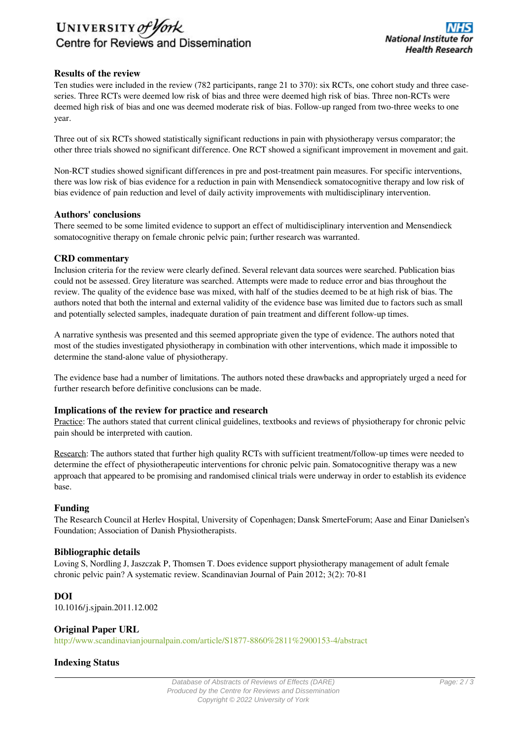## Results of the review

Ten studies were included in the review (782 participants, range 21 to 370): six RCTs, one cohort study and three case-series. Three RCTs were deemed low risk of bias and three were deemed high risk of bias. Three non-RCTs were deemed high risk of bias and one was deemed moderate risk of bias. Follow-up ranged from two-three weeks to one year.

Three out of six RCTs showed statistically significant reductions in pain with physiotherapy versus comparator; the other three trials showed no significant difference. One RCT showed a significant improvement in movement and gait.

Non-RCT studies showed significant differences in pre and post-treatment pain measures. For specific interventions, there was low risk of bias evidence for a reduction in pain with Mensendieck somatocognitive therapy and low risk of bias evidence of pain reduction and level of daily activity improvements with multidisciplinary intervention.

## Authors' conclusions

There seemed to be some limited evidence to support an effect of multidisciplinary intervention and Mensendieck somatocognitive therapy on female chronic pelvic pain; further research was warranted.

## CRD commentary

Inclusion criteria for the review were clearly defined. Several relevant data sources were searched. Publication bias could not be assessed. Grey literature was searched. Attempts were made to reduce error and bias throughout the review. The quality of the evidence base was mixed, with half of the studies deemed to be at high risk of bias. The authors noted that both the internal and external validity of the evidence base was limited due to factors such as small and potentially selected samples, inadequate duration of pain treatment and different follow-up times.

A narrative synthesis was presented and this seemed appropriate given the type of evidence. The authors noted that most of the studies investigated physiotherapy in combination with other interventions, which made it impossible to determine the stand-alone value of physiotherapy.

The evidence base had a number of limitations. The authors noted these drawbacks and appropriately urged a need for further research before definitive conclusions can be made.

## Implications of the review for practice and research

Practice: The authors stated that current clinical guidelines, textbooks and reviews of physiotherapy for chronic pelvic pain should be interpreted with caution.

Research: The authors stated that further high quality RCTs with sufficient treatment/follow-up times were needed to determine the effect of physiotherapeutic interventions for chronic pelvic pain. Somatocognitive therapy was a new approach that appeared to be promising and randomised clinical trials were underway in order to establish its evidence base.

## Funding

The Research Council at Herlev Hospital, University of Copenhagen; Dansk SmerteForum; Aase and Einar Danielsen's Foundation; Association of Danish Physiotherapists.

## Bibliographic details

Loving S, Nordling J, Jaszczak P, Thomsen T. Does evidence support physiotherapy management of adult female chronic pelvic pain? A systematic review. Scandinavian Journal of Pain 2012; 3(2): 70-81

## DOI

10.1016/j.sjpain.2011.12.002

## Original Paper URL

http://www.scandinavianjournalpain.com/article/S1877-8860%2811%2900153-4/abstract

## Indexing Status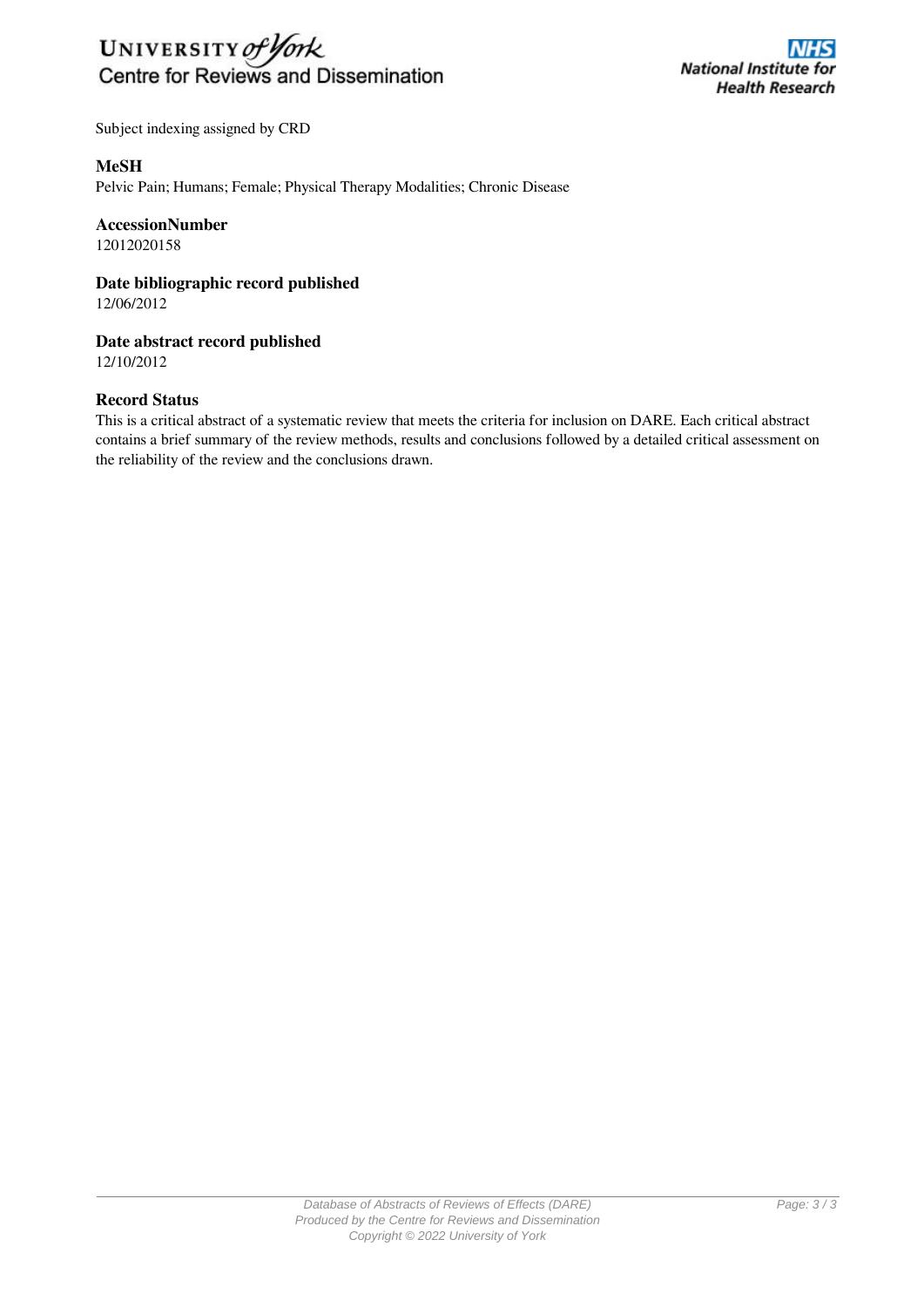Subject indexing assigned by CRD

**MeSH**

Pelvic Pain; Humans; Female; Physical Therapy Modalities; Chronic Disease

**AccessionNumber**

12012020158

**Date bibliographic record published**

12/06/2012

**Date abstract record published**

12/10/2012

**Record Status**

This is a critical abstract of a systematic review that meets the criteria for inclusion on DARE. Each critical abstract contains a brief summary of the review methods, results and conclusions followed by a detailed critical assessment on the reliability of the review and the conclusions drawn.